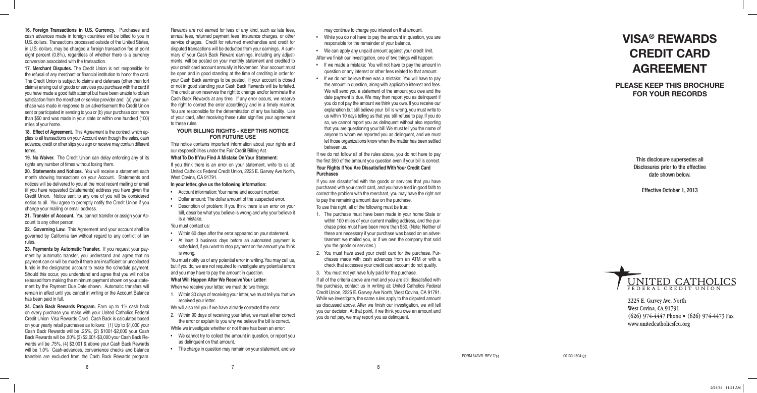**16. Foreign Transactions in U.S. Currency.** Purchases and cash advances made in foreign countries will be billed to you in U.S. dollars. Transactions processed outside of the United States, in U.S. dollars, may be charged a foreign transaction fee of point eight percent (0.8%), regardless of whether there is a currency conversion associated with the transaction.

**17. Merchant Disputes.** The Credit Union is not responsible for the refusal of any merchant or financial institution to honor the card. The Credit Union is subject to claims and defenses (other than tort claims) arising out of goods or services you purchase with the card if you have made a good faith attempt but have been unable to obtain satisfaction from the merchant or service provider and: (a) your purchase was made in response to an advertisement the Credit Union sent or participated in sending to you or (b) your purchase cost more than $50 and was made in your state or within one hundred (100) miles of your home.

**18. Effect of Agreement.** This Agreement is the contract which applies to all transactions on your Account even though the sales, cash advance, credit or other slips you sign or receive may contain different terms.

**19. No Waiver.** The Credit Union can delay enforcing any of its rights any number of times without losing them.

**20. Statements and Notices.** You will receive a statement each month showing transactions on your Account. Statements and notices will be delivered to you at the most recent mailing or email (if you have requested Estatements) address you have given the Credit Union. Notice sent to any one of you will be considered notice to all. You agree to promptly notify the Credit Union if you change your mailing or email address.

**21. Transfer of Account.** You cannot transfer or assign your Account to any other person.

**22. Governing Law.** This Agreement and your account shall be governed by California law without regard to any conflict of law rules.

**23. Payments by Automatic Transfer.** If you request your payment by automatic transfer, you understand and agree that no payment can or will be made if there are insufficient or uncollected funds in the designated account to make the schedule payment. Should this occur, you understand and agree that you will not be released from making the minimum payment shown on your statement by the Payment Due Date shown. Automatic transfers will remain in effect until you cancel in writing or the Account Balance has been paid in full.

**24. Cash Back Rewards Program.** Earn up to 1% cash back on every purchase you make with your United Catholics Federal Credit Union Visa Rewards Card. Cash Back is calculated based on your yearly retail purchases as follows: (1) Up to $1,000 your Cash Back Rewards will be .25%, (2) $1001-$2,000 your Cash Back Rewards will be .50% (3) $2,001-$3,000 your Cash Back Rewards will be .75%, (4) $3,001 & above your Cash Back Rewards will be 1.0% Cash-advances, convenience checks and balance transfers are excluded from the Cash Back Rewards program. Rewards are not earned for fees of any kind, such as late fees, annual fees, returned payment fees insurance charges, or other service charges. Credit for returned merchandise and credit for disputed transactions will be deducted from your earnings. A summary of your Cash Back Reward earnings, including any adjustments, will be posted on your monthly statement and credited to your credit card account annually in November. Your account must be open and in good standing at the time of crediting in order for your Cash Back earnings to be posted. If your account is closed or not in good standing your Cash Back Rewards will be forfeited. The credit union reserves the right to change and/or terminate the Cash Back Rewards at any time. If any error occurs, we reserve the right to correct the error accordingly and in a timely manner. You are responsible for the determination of any tax liability. Use of your card, after receiving these rules signifies your agreement to these rules.

## YOUR BILLING RIGHTS - KEEP THIS NOTICE FOR FUTURE USE

This notice contains important information about your rights and our responsibilities under the Fair Credit Billing Act.

**What To Do If You Find A Mistake On Your Statement:**

If you think there is an error on your statement, write to us at: United Catholics Federal Credit Union, 2225 E. Garvey Ave North, West Covina, CA 91791.

**In your letter, give us the following information:**

- Account information: Your name and account number.
- Dollar amount: The dollar amount of the suspected error.
- Description of problem: If you think there is an error on your bill, describe what you believe is wrong and why your believe it is a mistake.

You must contact us:

- Within 60 days after the error appeared on your statement.
- At least 3 business days before an automated payment is scheduled, if you want to stop payment on the amount you think is wrong.

You must notify us of any potential error in writing. You may call us, but if you do, we are not required to investigate any potential errors and you may have to pay the amount in question.

**What Will Happen After We Receive Your Letter:**

When we receive your letter, we must do two things:

1. Within 30 days of receiving your letter, we must tell you that we received your letter.

We will also tell you if we have already corrected the error.

2. Within 90 days of receiving your letter, we must either correct the error or explain to you why we believe the bill is correct.

While we investigate whether or not there has been an error:

- We cannot try to collect the amount in question, or report you as delinquent on that amount.
- The charge in question may remain on your statement, and we may continue to charge you interest on that amount.
- While you do not have to pay the amount in question, you are responsible for the remainder of your balance.
- We can apply any unpaid amount against your credit limit.

After we finish our investigation, one of two things will happen:

- If we made a mistake: You will not have to pay the amount in question or any interest or other fees related to that amount.
- If we do not believe there was a mistake: You will have to pay the amount in question, along with applicable interest and fees. We will send you a statement of the amount you owe and the date payment is due. We may then report you as delinquent if you do not pay the amount we think you owe. If you receive our explanation but still believe your bill is wrong, you must write to us within 10 days telling us that you still refuse to pay. If you do so, we cannot report you as delinquent without also reporting that you are questioning your bill. We must tell you the name of anyone to whom we reported you as delinquent, and we must let those organizations know when the matter has been settled between us.

If we do not follow all of the rules above, you do not have to pay the first $50 of the amount you question even if your bill is correct.

**Your Rights If You Are Dissatisfied With Your Credit Card Purchases**

If you are dissatisfied with the goods or services that you have purchased with your credit card, and you have tried in good faith to correct the problem with the merchant, you may have the right not to pay the remaining amount due on the purchase.

To use this right, all of the following must be true:

1. The purchase must have been made in your home State or within 100 miles of your current mailing address, and the purchase price must have been more than $50. (Note: Neither of these are necessary if your purchase was based on an advertisement we mailed you, or if we own the company that sold you the goods or services.)
2. You must have used your credit card for the purchase. Purchases made with cash advances from an ATM or with a check that accesses your credit card account do not qualify.
3. You must not yet have fully paid for the purchase.

If all of the criteria above are met and you are still dissatisfied with the purchase, contact us in writing at: United Catholics Federal Credit Union, 2225 E. Garvey Ave North, West Covina, CA 91791. While we investigate, the same rules apply to the disputed amount as discussed above. After we finish our investigation, we will tell you our decision. At that point, if we think you owe an amount and you do not pay, we may report you as delinquent.

FORM 543VR REV 7/14

00133-1504-01

# VISA® REWARDS CREDIT CARD AGREEMENT

## PLEASE KEEP THIS BROCHURE FOR YOUR RECORDS

This disclosure supersedes all Disclosures prior to the effective date shown below.

Effective October 1, 2013

UNITED CATHOLICS FEDERAL CREDIT UNION

2225 E. Garvey Ave. North
West Covina, CA 91791
(626) 974-4447 Phone • (626) 974-4473 Fax
www.unitedcatholicsfcu.org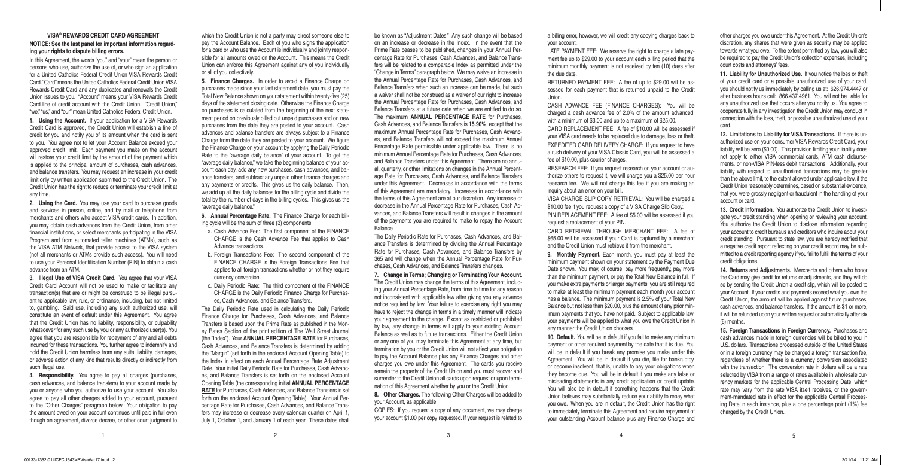## VISA® REWARDS CREDIT CARD AGREEMENT

**NOTICE: See the last panel for important information regarding your rights to dispute billing errors.**

In this Agreement, the words "you" and "your" mean the person or persons who use, authorize the use of, or who sign an application for a United Catholics Federal Credit Union VISA Rewards Credit Card. "Card" means the United Catholics Federal Credit Union VISA Rewards Credit Card and any duplicates and renewals the Credit Union issues to you. "Account" means your VISA Rewards Credit Card line of credit account with the Credit Union. "Credit Union," "we," "us," and "our" mean United Catholics Federal Credit Union.

**1. Using the Account.** If your application for a VISA Rewards Credit Card is approved, the Credit Union will establish a line of credit for you and notify you of its amount when the card is sent to you. You agree not to let your Account Balance exceed your approved credit limit. Each payment you make on the account will restore your credit limit by the amount of the payment which is applied to the principal amount of purchases, cash advances, and balance transfers. You may request an increase in your credit limit only by written application submitted to the Credit Union. The Credit Union has the right to reduce or terminate your credit limit at any time.

**2. Using the Card.** You may use your card to purchase goods and services in person, online, and by mail or telephone from merchants and others who accept VISA credit cards. In addition, you may obtain cash advances from the Credit Union, from other financial institutions, or select merchants participating in the VISA Program and from automated teller machines (ATMs), such as the VISA ATM Network, that provide access to the VISA system (not all merchants or ATMs provide such access). You will need to use your Personal Identification Number (PIN) to obtain a cash advance from an ATM.

**3. Illegal Use of VISA Credit Card.** You agree that your VISA Credit Card Account will not be used to make or facilitate any transaction(s) that are or might be construed to be illegal pursuant to applicable law, rule, or ordinance, including, but not limited to, gambling. Said use, including any such authorized use, will constitute an event of default under this Agreement. You agree that the Credit Union has no liability, responsibility, or culpability whatsoever for any such use by you or any authorized user(s). You agree that you are responsible for repayment of any and all debts incurred for these transactions. You further agree to indemnify and hold the Credit Union harmless from any suits, liability, damages, or adverse action of any kind that results directly or indirectly from such illegal use.

**4. Responsibility.** You agree to pay all charges (purchases, cash advances, and balance transfers) to your account made by you or anyone who you authorize to use your account. You also agree to pay all other charges added to your account, pursuant to the "Other Charges" paragraph below. Your obligation to pay the amount owed on your account continues until paid in full even though an agreement, divorce decree, or other court judgment to which the Credit Union is not a party may direct someone else to pay the Account Balance. Each of you who signs the application for a card or who use the Account is individually and jointly responsible for all amounts owed on the Account. This means the Credit Union can enforce this Agreement against any of you individually or all of you collectively.

**5. Finance Charges.** In order to avoid a Finance Charge on purchases made since your last statement date, you must pay the Total New Balance shown on your statement within twenty-five (25) days of the statement closing date. Otherwise the Finance Charge on purchases is calculated from the beginning of the next statement period on previously billed but unpaid purchases and on new purchases from the date they are posted to your account. Cash advances and balance transfers are always subject to a Finance Charge from the date they are posted to your account. We figure the Finance Charge on your account by applying the Daily Periodic Rate to the "average daily balance" of your account. To get the "average daily balance," we take the beginning balance of your account each day, add any new purchases, cash advances, and balance transfers, and subtract any unpaid other finance charges and any payments or credits. This gives us the daily balance. Then, we add up all the daily balances for the billing cycle and divide the total by the number of days in the billing cycles. This gives us the "average daily balance."

**6. Annual Percentage Rate.** The Finance Charge for each billing cycle will be the sum of three (3) components:

a. Cash Advance Fee: The first component of the FINANCE CHARGE is the Cash Advance Fee that applies to Cash Advance transactions.

b. Foreign Transactions Fee: The second component of the FINANCE CHARGE is the Foreign Transactions Fee that applies to all foreign transactions whether or not they require currency conversion.

c. Daily Periodic Rate: The third component of the FINANCE CHARGE is the Daily Periodic Finance Charge for Purchases, Cash Advances, and Balance Transfers.

The Daily Periodic Rate used in calculating the Daily Periodic Finance Charge for Purchases, Cash Advances, and Balance Transfers is based upon the Prime Rate as published in the Money Rates Section of the print edition of The Wall Street Journal (the "Index"). Your **ANNUAL PERCENTAGE RATE** for Purchases, Cash Advances, and Balance Transfers is determined by adding the "Margin" (set forth in the enclosed Account Opening Table) to the Index in effect on each Annual Percentage Rate Adjustment Date. Your initial Daily Periodic Rate for Purchases, Cash Advances, and Balance Transfers is set forth on the enclosed Account Opening Table (the corresponding initial **ANNUAL PERCENTAGE RATE** for Purchases, Cash Advances, and Balance Transfers is set forth on the enclosed Account Opening Table). Your Annual Percentage Rate for Purchases, Cash Advances, and Balance Transfers may increase or decrease every calendar quarter on April 1, July 1, October 1, and January 1 of each year. These dates shall be known as "Adjustment Dates." Any such change will be based on an increase or decrease in the Index. In the event that the Prime Rate ceases to be published, changes in your Annual Percentage Rate for Purchases, Cash Advances, and Balance Transfers will be related to a comparable Index as permitted under the "Change in Terms" paragraph below. We may waive an increase in the Annual Percentage Rate for Purchases, Cash Advances, and Balance Transfers when such an increase can be made, but such a waiver shall not be construed as a waiver of our right to increase the Annual Percentage Rate for Purchases, Cash Advances, and Balance Transfers at a future date when we are entitled to do so. The maximum **ANNUAL PERCENTAGE RATE** for Purchases, Cash Advances, and Balance Transfers is **15.90%**, except that the maximum Annual Percentage Rate for Purchases, Cash Advances, and Balance Transfers will not exceed the maximum Annual Percentage Rate permissible under applicable law. There is no minimum Annual Percentage Rate for Purchases, Cash Advances, and Balance Transfers under this Agreement. There are no annual, quarterly, or other limitations on changes in the Annual Percentage Rate for Purchases, Cash Advances, and Balance Transfers under this Agreement. Decreases in accordance with the terms of this Agreement are mandatory. Increases in accordance with the terms of this Agreement are at our discretion. Any increase or decrease in the Annual Percentage Rate for Purchases, Cash Advances, and Balance Transfers will result in changes in the amount of the payments you are required to make to repay the Account Balance.

The Daily Periodic Rate for Purchases, Cash Advances, and Balance Transfers is determined by dividing the Annual Percentage Rate for Purchases, Cash Advances, and Balance Transfers by 365 and will change when the Annual Percentage Rate for Purchases, Cash Advances, and Balance Transfers changes.

**7. Change in Terms; Changing or Terminating Your Account.** The Credit Union may change the terms of this Agreement, including your Annual Percentage Rate, from time to time for any reason not inconsistent with applicable law after giving you any advance notice required by law. Your failure to exercise any right you may have to reject the change in terms in a timely manner will indicate your agreement to the change. Except as restricted or prohibited by law, any change in terms will apply to your existing Account Balance as well as to future transactions. Either the Credit Union or any one of you may terminate this Agreement at any time, but termination by you or the Credit Union will not affect your obligation to pay the Account Balance plus any Finance Charges and other charges you owe under this Agreement. The cards you receive remain the property of the Credit Union and you must recover and surrender to the Credit Union all cards upon request or upon termination of this Agreement whether by you or the Credit Union.

**8. Other Charges.** The following Other Charges will be added to your Account, as applicable:

COPIES: If you request a copy of any document, we may charge your account $1.00 per copy requested. If your request is related to a billing error, however, we will credit any copying charges back to your account.

LATE PAYMENT FEE: We reserve the right to charge a late payment fee up to $29.00 to your account each billing period that the minimum monthly payment is not received by ten (10) days after the due date.

RETURNED PAYMENT FEE: A fee of up to $29.00 will be assessed for each payment that is returned unpaid to the Credit Union.

CASH ADVANCE FEE (FINANCE CHARGES): You will be charged a cash advance fee of 2.0% of the amount advanced, with a minimum of $3.00 and up to a maximum of $25.00.

CARD REPLACEMENT FEE: A fee of $10.00 will be assessed if your VISA card needs to be replaced due to damage, loss or theft.

EXPEDITED CARD DELIVERY CHARGE: If you request to have a rush delivery of your VISA Classic Card, you will be assessed a fee of $10.00, plus courier charges.

RESEARCH FEE: If you request research on your account or authorize others to request it, we will charge you a $25.00 per hour research fee. We will not charge this fee if you are making an inquiry about an error on your bill.

VISA CHARGE SLIP COPY RETRIEVAL: You will be charged a $10.00 fee if you request a copy of a VISA Charge Slip Copy.

PIN REPLACEMENT FEE: A fee of $5.00 will be assessed if you request a replacement of your PIN.

CARD RETRIEVAL THROUGH MERCHANT FEE: A fee of $65.00 will be assessed if your Card is captured by a merchant and the Credit Union must retrieve it from the merchant.

**9. Monthly Payment.** Each month, you must pay at least the minimum payment shown on your statement by the Payment Due Date shown. You may, of course, pay more frequently, pay more than the minimum payment, or pay the Total New Balance in full. If you make extra payments or larger payments, you are still required to make at least the minimum payment each month your account has a balance. The minimum payment is 2.5% of your Total New Balance but not less than $20.00, plus the amount of any prior minimum payments that you have not paid. Subject to applicable law, your payments will be applied to what you owe the Credit Union in any manner the Credit Union chooses.

**10. Default.** You will be in default if you fail to make any minimum payment or other required payment by the date that it is due. You will be in default if you break any promise you make under this Agreement. You will be in default if you die, file for bankruptcy, or become insolvent, that is, unable to pay your obligations when they become due. You will be in default if you make any false or misleading statements in any credit application or credit update. You will also be in default if something happens that the Credit Union believes may substantially reduce your ability to repay what you owe. When you are in default, the Credit Union has the right to immediately terminate this Agreement and require repayment of your outstanding Account balance plus any Finance Charge and other charges you owe under this Agreement. At the Credit Union's discretion, any shares that were given as security may be applied towards what you owe. To the extent permitted by law, you will also be required to pay the Credit Union's collection expenses, including court costs and attorneys' fees.

**11. Liability for Unauthorized Use.** If you notice the loss or theft of your credit card or a possible unauthorized use of your card, you should notify us immediately by calling us at: 626.974.4447 or after business hours call: 866.437.4961. You will not be liable for any unauthorized use that occurs after you notify us. You agree to cooperate fully in any investigation the Credit Union may conduct in connection with the loss, theft, or possible unauthorized use of your card.

**12. Limitations to Liability for VISA Transactions.** If there is unauthorized use on your consumer VISA Rewards Credit Card, your liability will be zero ($0.00). This provision limiting your liability does not apply to either VISA commercial cards, ATM cash disbursements, or non-VISA PIN-less debit transactions. Additionally, your liability with respect to unauthorized transactions may be greater than the above limit, to the extent allowed under applicable law, if the Credit Union reasonably determines, based on substantial evidence, that you were grossly negligent or fraudulent in the handling of your account or card.

**13. Credit Information.** You authorize the Credit Union to investigate your credit standing when opening or reviewing your account. You authorize the Credit Union to disclose information regarding your account to credit bureaus and creditors who inquire about your credit standing. Pursuant to state law, you are hereby notified that a negative credit report reflecting on your credit record may be submitted to a credit reporting agency if you fail to fulfill the terms of your credit obligations.

**14. Returns and Adjustments.** Merchants and others who honor the Card may give credit for returns or adjustments, and they will do so by sending the Credit Union a credit slip, which will be posted to your account. If your credits and payments exceed what you owe the Credit Union, the amount will be applied against future purchases, cash advances, and balance transfers. If the amount is $1 or more, it will be refunded upon your written request or automatically after six (6) months.

**15. Foreign Transactions in Foreign Currency.** Purchases and cash advances made in foreign currencies will be billed to you in U.S. dollars. Transactions processed outside of the United States or in a foreign currency may be charged a foreign transaction fee, regardless of whether there is a currency conversion associated with the transaction. The conversion rate in dollars will be a rate selected by VISA from a range of rates available in wholesale currency markets for the applicable Central Processing Date, which rate may vary from the rate VISA itself receives, or the government-mandated rate in effect for the applicable Central Processing Date in each instance, plus a one percentage point (1%) fee charged by the Credit Union.